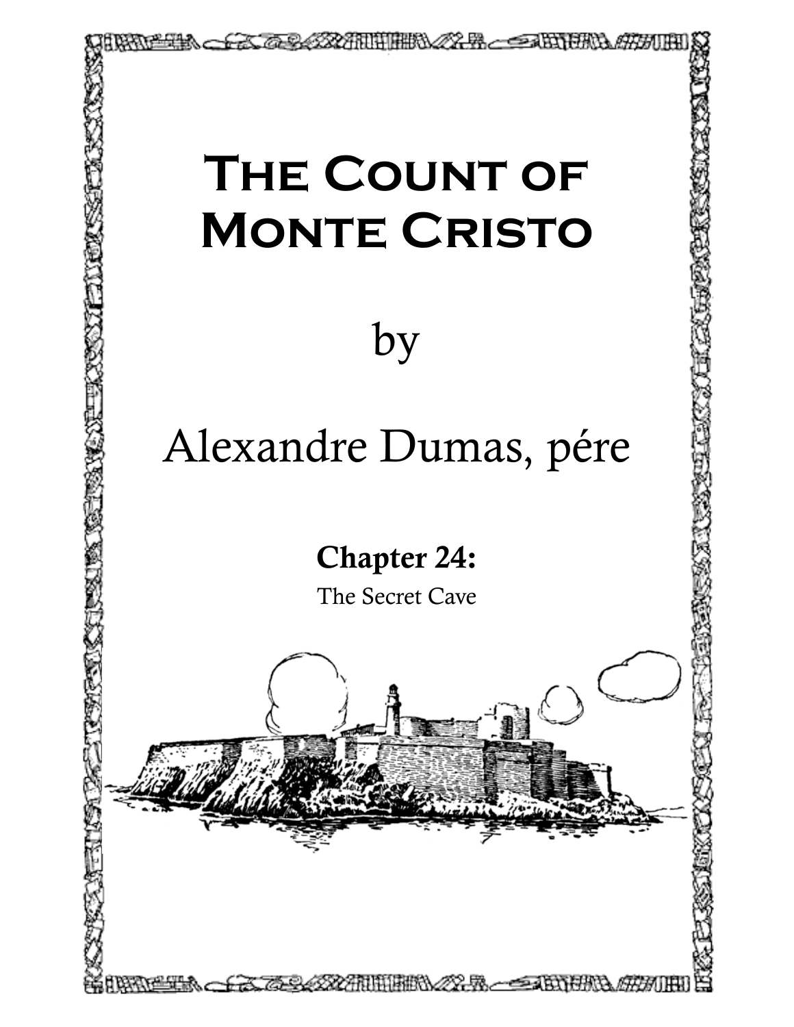# The Count of Monte Cristo

by

Alexandre Dumas, pére

## Chapter 24:

The Secret Cave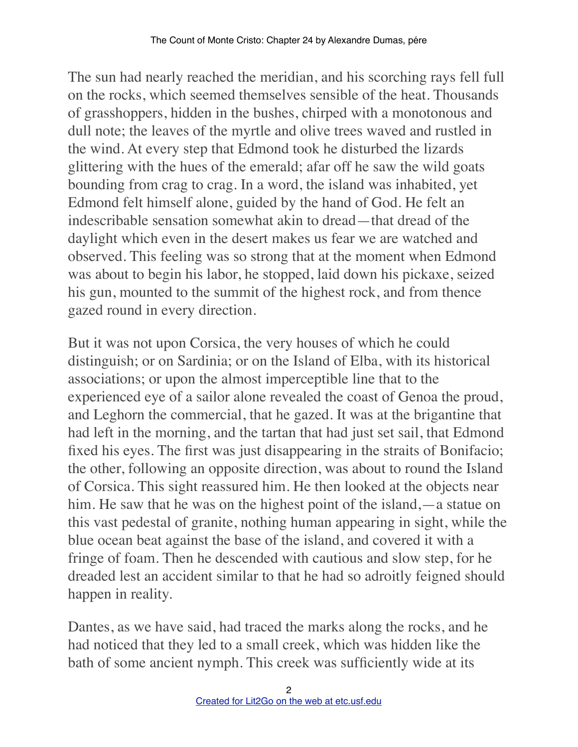The sun had nearly reached the meridian, and his scorching rays fell full on the rocks, which seemed themselves sensible of the heat. Thousands of grasshoppers, hidden in the bushes, chirped with a monotonous and dull note; the leaves of the myrtle and olive trees waved and rustled in the wind. At every step that Edmond took he disturbed the lizards glittering with the hues of the emerald; afar off he saw the wild goats bounding from crag to crag. In a word, the island was inhabited, yet Edmond felt himself alone, guided by the hand of God. He felt an indescribable sensation somewhat akin to dread—that dread of the daylight which even in the desert makes us fear we are watched and observed. This feeling was so strong that at the moment when Edmond was about to begin his labor, he stopped, laid down his pickaxe, seized his gun, mounted to the summit of the highest rock, and from thence gazed round in every direction.

But it was not upon Corsica, the very houses of which he could distinguish; or on Sardinia; or on the Island of Elba, with its historical associations; or upon the almost imperceptible line that to the experienced eye of a sailor alone revealed the coast of Genoa the proud, and Leghorn the commercial, that he gazed. It was at the brigantine that had left in the morning, and the tartan that had just set sail, that Edmond fixed his eyes. The first was just disappearing in the straits of Bonifacio; the other, following an opposite direction, was about to round the Island of Corsica. This sight reassured him. He then looked at the objects near him. He saw that he was on the highest point of the island,—a statue on this vast pedestal of granite, nothing human appearing in sight, while the blue ocean beat against the base of the island, and covered it with a fringe of foam. Then he descended with cautious and slow step, for he dreaded lest an accident similar to that he had so adroitly feigned should happen in reality.

Dantes, as we have said, had traced the marks along the rocks, and he had noticed that they led to a small creek, which was hidden like the bath of some ancient nymph. This creek was sufficiently wide at its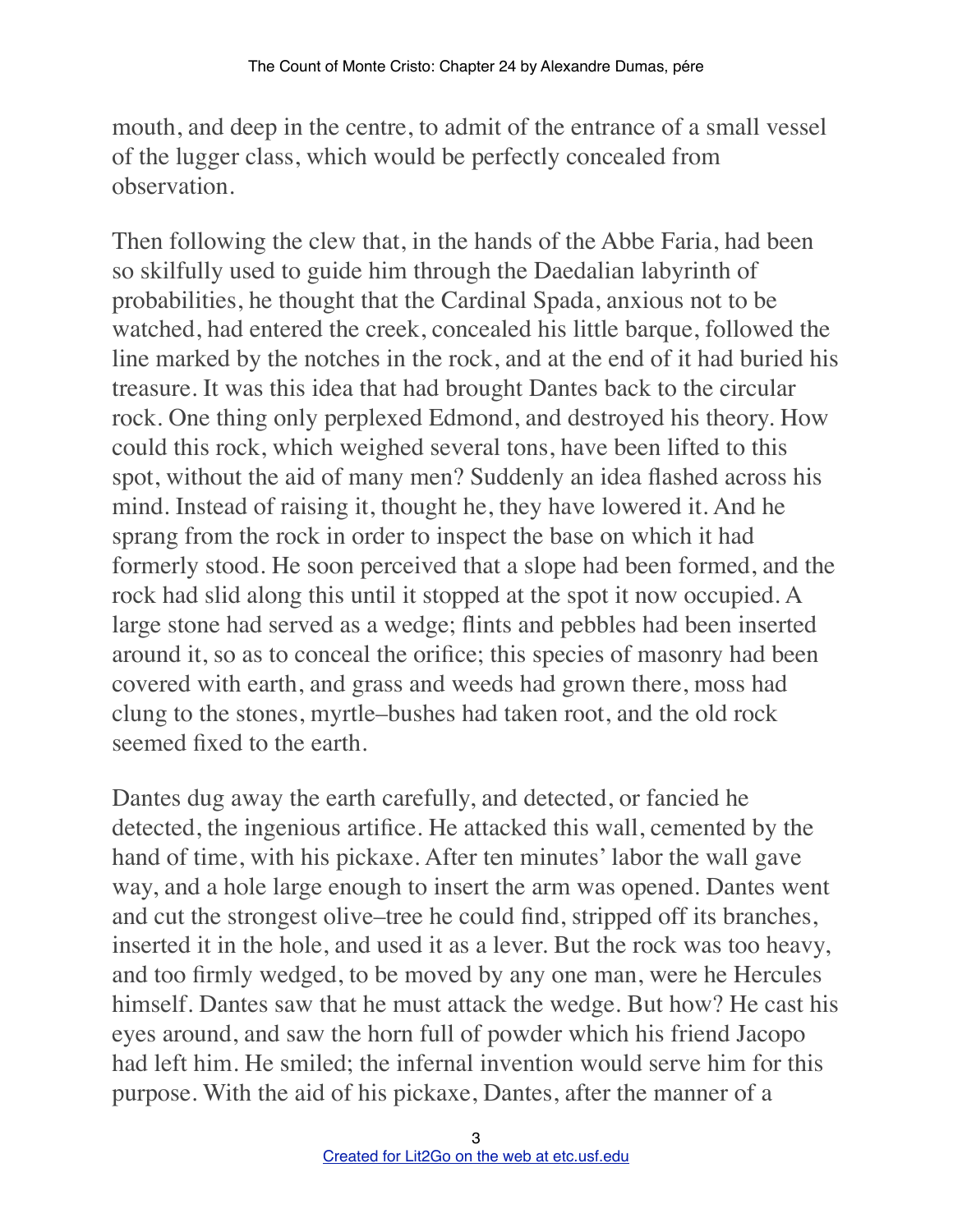mouth, and deep in the centre, to admit of the entrance of a small vessel of the lugger class, which would be perfectly concealed from observation.

Then following the clew that, in the hands of the Abbe Faria, had been so skilfully used to guide him through the Daedalian labyrinth of probabilities, he thought that the Cardinal Spada, anxious not to be watched, had entered the creek, concealed his little barque, followed the line marked by the notches in the rock, and at the end of it had buried his treasure. It was this idea that had brought Dantes back to the circular rock. One thing only perplexed Edmond, and destroyed his theory. How could this rock, which weighed several tons, have been lifted to this spot, without the aid of many men? Suddenly an idea flashed across his mind. Instead of raising it, thought he, they have lowered it. And he sprang from the rock in order to inspect the base on which it had formerly stood. He soon perceived that a slope had been formed, and the rock had slid along this until it stopped at the spot it now occupied. A large stone had served as a wedge; flints and pebbles had been inserted around it, so as to conceal the orifice; this species of masonry had been covered with earth, and grass and weeds had grown there, moss had clung to the stones, myrtle–bushes had taken root, and the old rock seemed fixed to the earth.

Dantes dug away the earth carefully, and detected, or fancied he detected, the ingenious artifice. He attacked this wall, cemented by the hand of time, with his pickaxe. After ten minutes' labor the wall gave way, and a hole large enough to insert the arm was opened. Dantes went and cut the strongest olive–tree he could find, stripped off its branches, inserted it in the hole, and used it as a lever. But the rock was too heavy, and too firmly wedged, to be moved by any one man, were he Hercules himself. Dantes saw that he must attack the wedge. But how? He cast his eyes around, and saw the horn full of powder which his friend Jacopo had left him. He smiled; the infernal invention would serve him for this purpose. With the aid of his pickaxe, Dantes, after the manner of a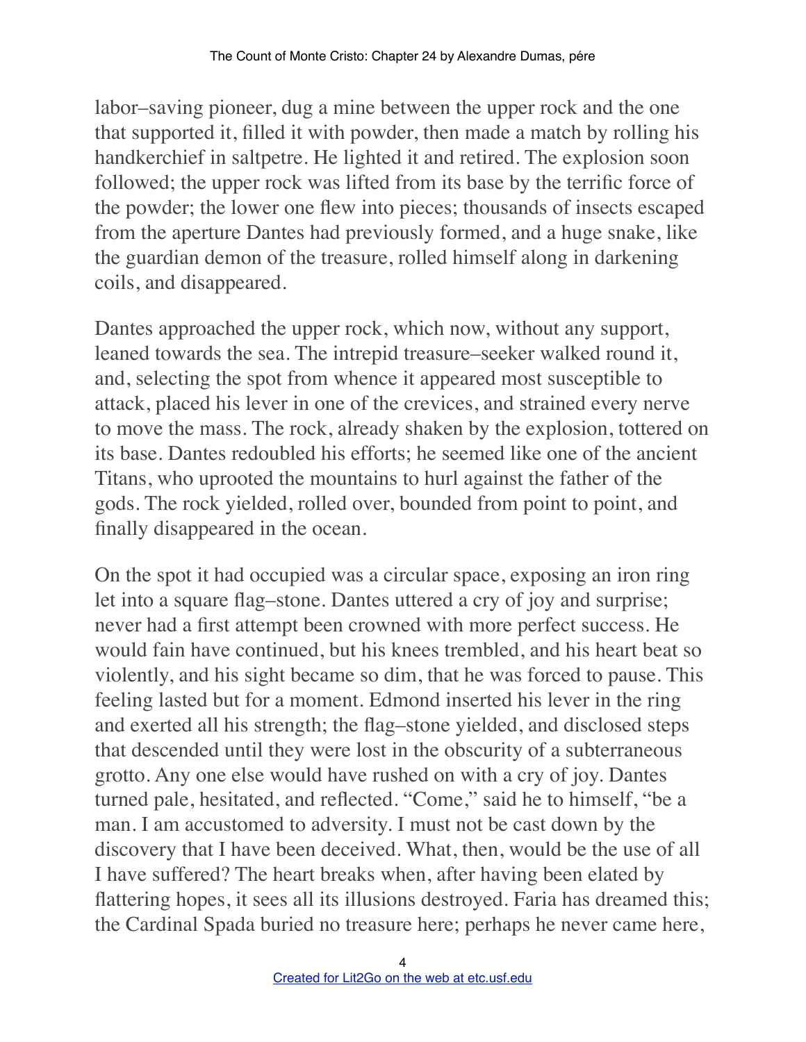labor–saving pioneer, dug a mine between the upper rock and the one that supported it, filled it with powder, then made a match by rolling his handkerchief in saltpetre. He lighted it and retired. The explosion soon followed; the upper rock was lifted from its base by the terrific force of the powder; the lower one flew into pieces; thousands of insects escaped from the aperture Dantes had previously formed, and a huge snake, like the guardian demon of the treasure, rolled himself along in darkening coils, and disappeared.

Dantes approached the upper rock, which now, without any support, leaned towards the sea. The intrepid treasure–seeker walked round it, and, selecting the spot from whence it appeared most susceptible to attack, placed his lever in one of the crevices, and strained every nerve to move the mass. The rock, already shaken by the explosion, tottered on its base. Dantes redoubled his efforts; he seemed like one of the ancient Titans, who uprooted the mountains to hurl against the father of the gods. The rock yielded, rolled over, bounded from point to point, and finally disappeared in the ocean.

On the spot it had occupied was a circular space, exposing an iron ring let into a square flag–stone. Dantes uttered a cry of joy and surprise; never had a first attempt been crowned with more perfect success. He would fain have continued, but his knees trembled, and his heart beat so violently, and his sight became so dim, that he was forced to pause. This feeling lasted but for a moment. Edmond inserted his lever in the ring and exerted all his strength; the flag–stone yielded, and disclosed steps that descended until they were lost in the obscurity of a subterraneous grotto. Any one else would have rushed on with a cry of joy. Dantes turned pale, hesitated, and reflected. "Come," said he to himself, "be a man. I am accustomed to adversity. I must not be cast down by the discovery that I have been deceived. What, then, would be the use of all I have suffered? The heart breaks when, after having been elated by flattering hopes, it sees all its illusions destroyed. Faria has dreamed this; the Cardinal Spada buried no treasure here; perhaps he never came here,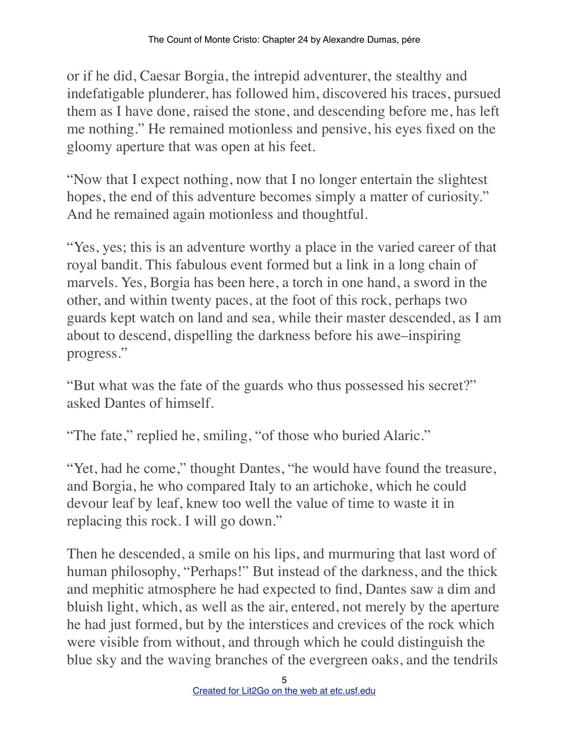or if he did, Caesar Borgia, the intrepid adventurer, the stealthy and indefatigable plunderer, has followed him, discovered his traces, pursued them as I have done, raised the stone, and descending before me, has left me nothing." He remained motionless and pensive, his eyes fixed on the gloomy aperture that was open at his feet.

"Now that I expect nothing, now that I no longer entertain the slightest hopes, the end of this adventure becomes simply a matter of curiosity." And he remained again motionless and thoughtful.

"Yes, yes; this is an adventure worthy a place in the varied career of that royal bandit. This fabulous event formed but a link in a long chain of marvels. Yes, Borgia has been here, a torch in one hand, a sword in the other, and within twenty paces, at the foot of this rock, perhaps two guards kept watch on land and sea, while their master descended, as I am about to descend, dispelling the darkness before his awe–inspiring progress."

"But what was the fate of the guards who thus possessed his secret?" asked Dantes of himself.

"The fate," replied he, smiling, "of those who buried Alaric."

"Yet, had he come," thought Dantes, "he would have found the treasure, and Borgia, he who compared Italy to an artichoke, which he could devour leaf by leaf, knew too well the value of time to waste it in replacing this rock. I will go down."

Then he descended, a smile on his lips, and murmuring that last word of human philosophy, "Perhaps!" But instead of the darkness, and the thick and mephitic atmosphere he had expected to find, Dantes saw a dim and bluish light, which, as well as the air, entered, not merely by the aperture he had just formed, but by the interstices and crevices of the rock which were visible from without, and through which he could distinguish the blue sky and the waving branches of the evergreen oaks, and the tendrils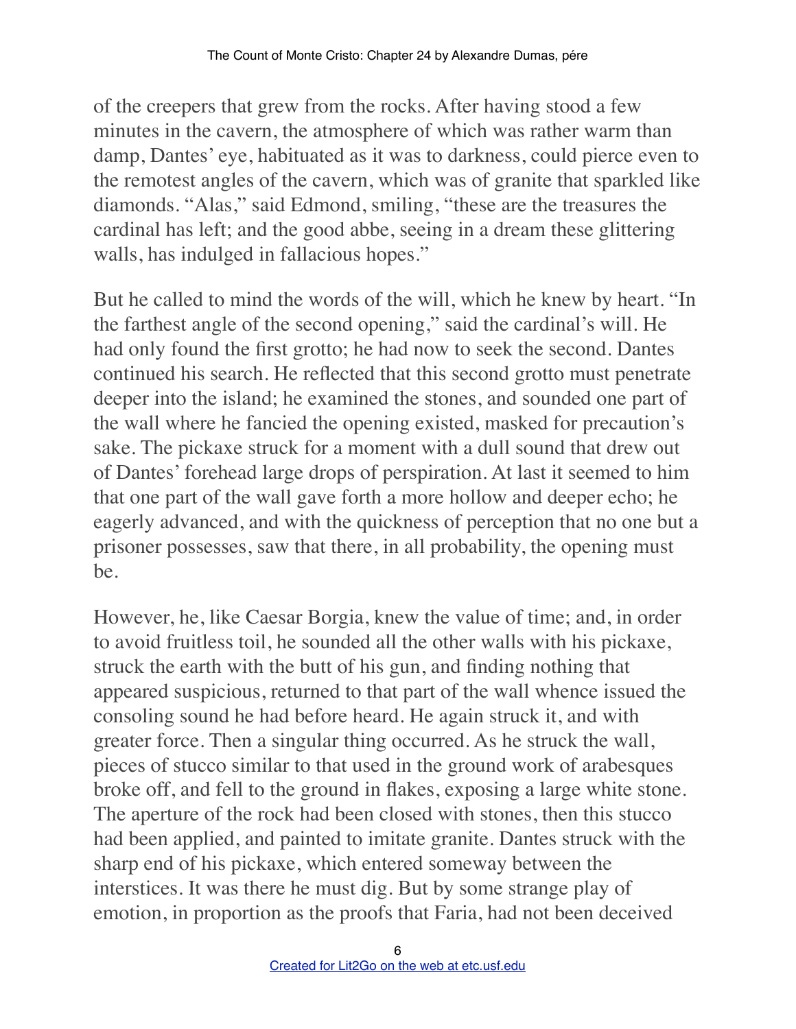of the creepers that grew from the rocks. After having stood a few minutes in the cavern, the atmosphere of which was rather warm than damp, Dantes' eye, habituated as it was to darkness, could pierce even to the remotest angles of the cavern, which was of granite that sparkled like diamonds. "Alas," said Edmond, smiling, "these are the treasures the cardinal has left; and the good abbe, seeing in a dream these glittering walls, has indulged in fallacious hopes."

But he called to mind the words of the will, which he knew by heart. "In the farthest angle of the second opening," said the cardinal's will. He had only found the first grotto; he had now to seek the second. Dantes continued his search. He reflected that this second grotto must penetrate deeper into the island; he examined the stones, and sounded one part of the wall where he fancied the opening existed, masked for precaution's sake. The pickaxe struck for a moment with a dull sound that drew out of Dantes' forehead large drops of perspiration. At last it seemed to him that one part of the wall gave forth a more hollow and deeper echo; he eagerly advanced, and with the quickness of perception that no one but a prisoner possesses, saw that there, in all probability, the opening must be.

However, he, like Caesar Borgia, knew the value of time; and, in order to avoid fruitless toil, he sounded all the other walls with his pickaxe, struck the earth with the butt of his gun, and finding nothing that appeared suspicious, returned to that part of the wall whence issued the consoling sound he had before heard. He again struck it, and with greater force. Then a singular thing occurred. As he struck the wall, pieces of stucco similar to that used in the ground work of arabesques broke off, and fell to the ground in flakes, exposing a large white stone. The aperture of the rock had been closed with stones, then this stucco had been applied, and painted to imitate granite. Dantes struck with the sharp end of his pickaxe, which entered someway between the interstices. It was there he must dig. But by some strange play of emotion, in proportion as the proofs that Faria, had not been deceived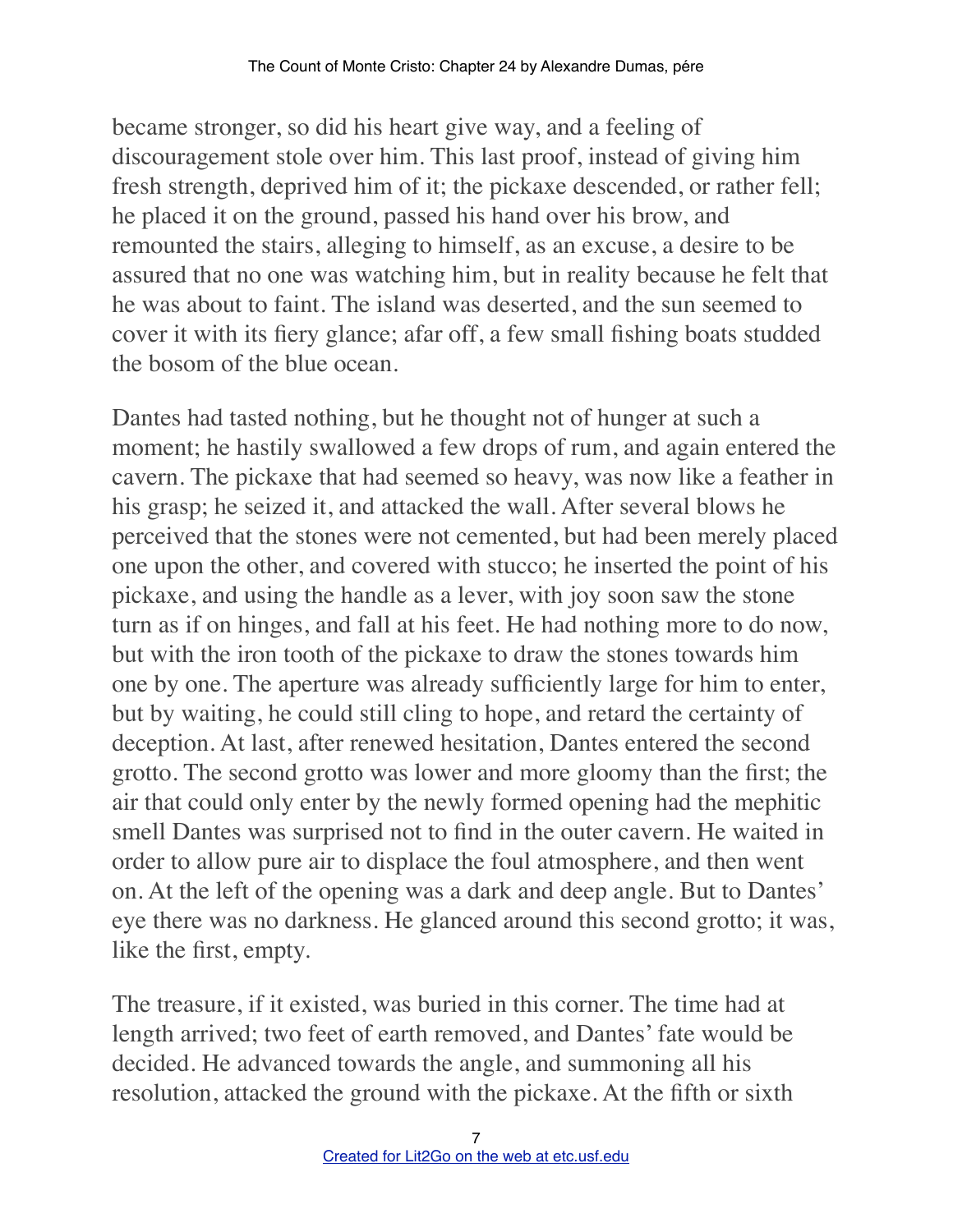became stronger, so did his heart give way, and a feeling of discouragement stole over him. This last proof, instead of giving him fresh strength, deprived him of it; the pickaxe descended, or rather fell; he placed it on the ground, passed his hand over his brow, and remounted the stairs, alleging to himself, as an excuse, a desire to be assured that no one was watching him, but in reality because he felt that he was about to faint. The island was deserted, and the sun seemed to cover it with its fiery glance; afar off, a few small fishing boats studded the bosom of the blue ocean.

Dantes had tasted nothing, but he thought not of hunger at such a moment; he hastily swallowed a few drops of rum, and again entered the cavern. The pickaxe that had seemed so heavy, was now like a feather in his grasp; he seized it, and attacked the wall. After several blows he perceived that the stones were not cemented, but had been merely placed one upon the other, and covered with stucco; he inserted the point of his pickaxe, and using the handle as a lever, with joy soon saw the stone turn as if on hinges, and fall at his feet. He had nothing more to do now, but with the iron tooth of the pickaxe to draw the stones towards him one by one. The aperture was already sufficiently large for him to enter, but by waiting, he could still cling to hope, and retard the certainty of deception. At last, after renewed hesitation, Dantes entered the second grotto. The second grotto was lower and more gloomy than the first; the air that could only enter by the newly formed opening had the mephitic smell Dantes was surprised not to find in the outer cavern. He waited in order to allow pure air to displace the foul atmosphere, and then went on. At the left of the opening was a dark and deep angle. But to Dantes' eye there was no darkness. He glanced around this second grotto; it was, like the first, empty.

The treasure, if it existed, was buried in this corner. The time had at length arrived; two feet of earth removed, and Dantes' fate would be decided. He advanced towards the angle, and summoning all his resolution, attacked the ground with the pickaxe. At the fifth or sixth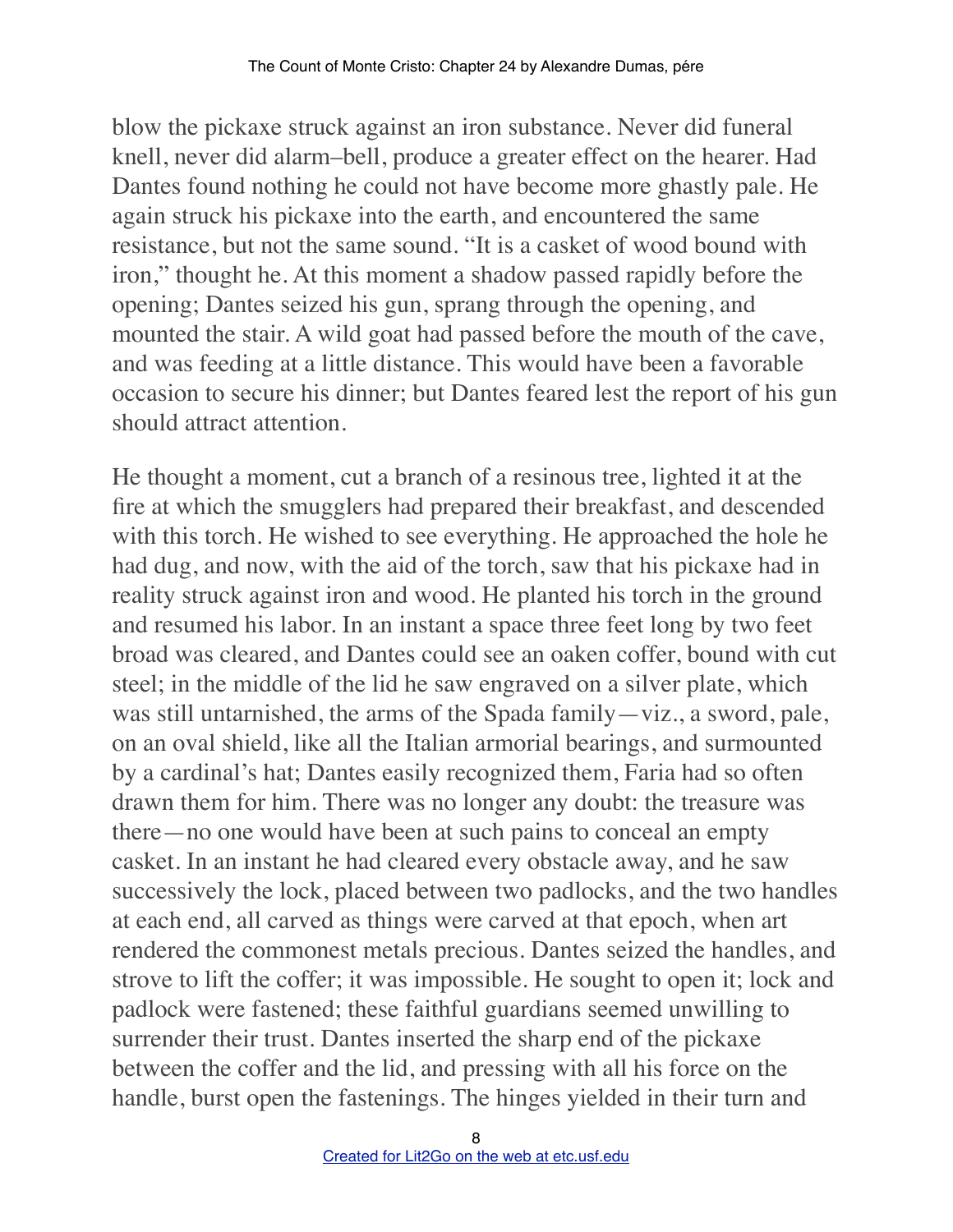blow the pickaxe struck against an iron substance. Never did funeral knell, never did alarm–bell, produce a greater effect on the hearer. Had Dantes found nothing he could not have become more ghastly pale. He again struck his pickaxe into the earth, and encountered the same resistance, but not the same sound. "It is a casket of wood bound with iron," thought he. At this moment a shadow passed rapidly before the opening; Dantes seized his gun, sprang through the opening, and mounted the stair. A wild goat had passed before the mouth of the cave, and was feeding at a little distance. This would have been a favorable occasion to secure his dinner; but Dantes feared lest the report of his gun should attract attention.

He thought a moment, cut a branch of a resinous tree, lighted it at the fire at which the smugglers had prepared their breakfast, and descended with this torch. He wished to see everything. He approached the hole he had dug, and now, with the aid of the torch, saw that his pickaxe had in reality struck against iron and wood. He planted his torch in the ground and resumed his labor. In an instant a space three feet long by two feet broad was cleared, and Dantes could see an oaken coffer, bound with cut steel; in the middle of the lid he saw engraved on a silver plate, which was still untarnished, the arms of the Spada family—viz., a sword, pale, on an oval shield, like all the Italian armorial bearings, and surmounted by a cardinal's hat; Dantes easily recognized them, Faria had so often drawn them for him. There was no longer any doubt: the treasure was there—no one would have been at such pains to conceal an empty casket. In an instant he had cleared every obstacle away, and he saw successively the lock, placed between two padlocks, and the two handles at each end, all carved as things were carved at that epoch, when art rendered the commonest metals precious. Dantes seized the handles, and strove to lift the coffer; it was impossible. He sought to open it; lock and padlock were fastened; these faithful guardians seemed unwilling to surrender their trust. Dantes inserted the sharp end of the pickaxe between the coffer and the lid, and pressing with all his force on the handle, burst open the fastenings. The hinges yielded in their turn and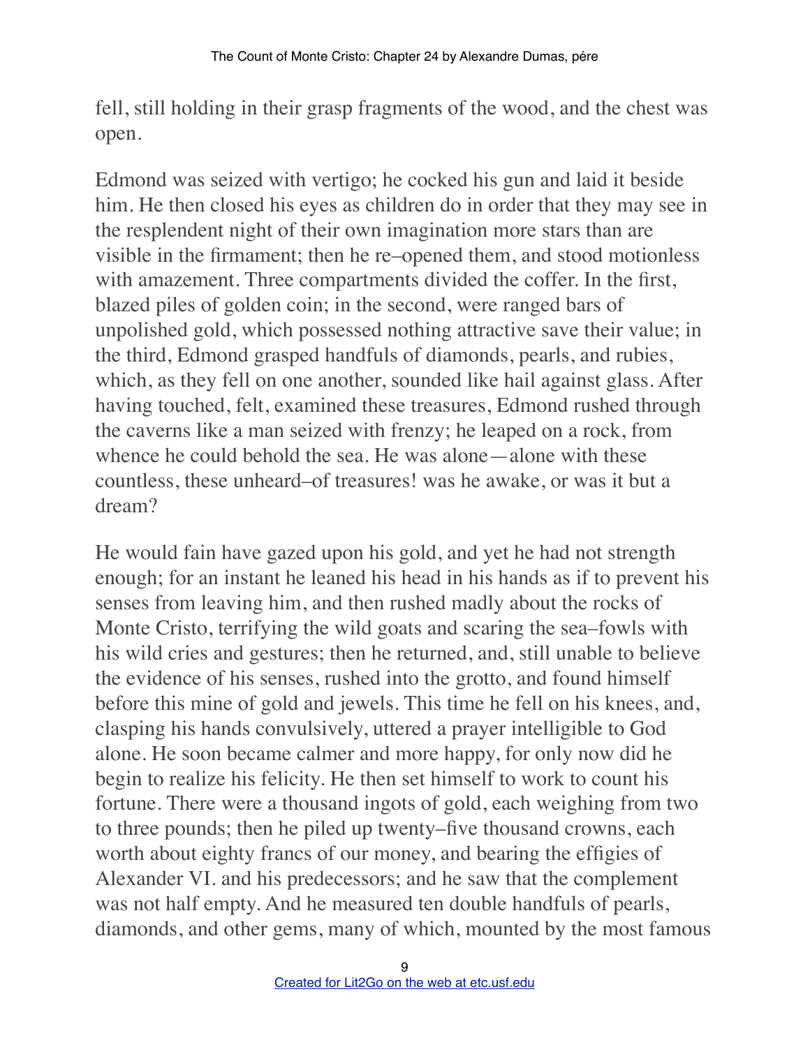fell, still holding in their grasp fragments of the wood, and the chest was open.

Edmond was seized with vertigo; he cocked his gun and laid it beside him. He then closed his eyes as children do in order that they may see in the resplendent night of their own imagination more stars than are visible in the firmament; then he re–opened them, and stood motionless with amazement. Three compartments divided the coffer. In the first, blazed piles of golden coin; in the second, were ranged bars of unpolished gold, which possessed nothing attractive save their value; in the third, Edmond grasped handfuls of diamonds, pearls, and rubies, which, as they fell on one another, sounded like hail against glass. After having touched, felt, examined these treasures, Edmond rushed through the caverns like a man seized with frenzy; he leaped on a rock, from whence he could behold the sea. He was alone—alone with these countless, these unheard–of treasures! was he awake, or was it but a dream?

He would fain have gazed upon his gold, and yet he had not strength enough; for an instant he leaned his head in his hands as if to prevent his senses from leaving him, and then rushed madly about the rocks of Monte Cristo, terrifying the wild goats and scaring the sea–fowls with his wild cries and gestures; then he returned, and, still unable to believe the evidence of his senses, rushed into the grotto, and found himself before this mine of gold and jewels. This time he fell on his knees, and, clasping his hands convulsively, uttered a prayer intelligible to God alone. He soon became calmer and more happy, for only now did he begin to realize his felicity. He then set himself to work to count his fortune. There were a thousand ingots of gold, each weighing from two to three pounds; then he piled up twenty–five thousand crowns, each worth about eighty francs of our money, and bearing the effigies of Alexander VI. and his predecessors; and he saw that the complement was not half empty. And he measured ten double handfuls of pearls, diamonds, and other gems, many of which, mounted by the most famous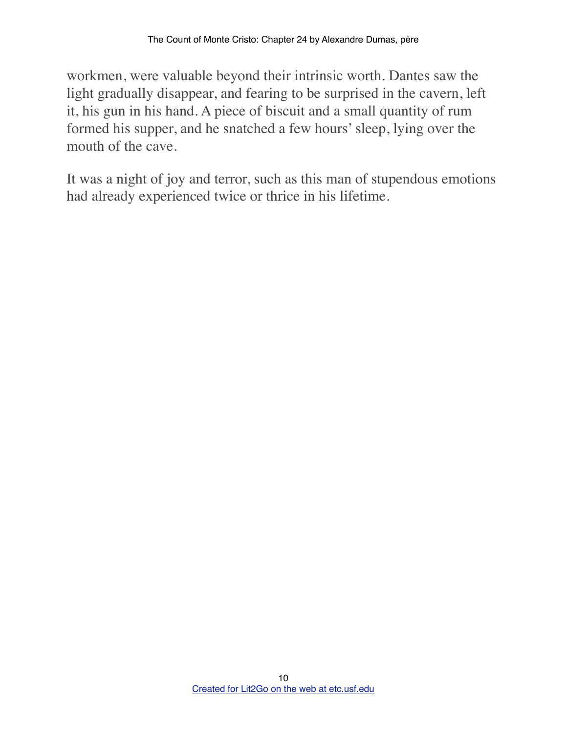workmen, were valuable beyond their intrinsic worth. Dantes saw the light gradually disappear, and fearing to be surprised in the cavern, left it, his gun in his hand. A piece of biscuit and a small quantity of rum formed his supper, and he snatched a few hours' sleep, lying over the mouth of the cave.

It was a night of joy and terror, such as this man of stupendous emotions had already experienced twice or thrice in his lifetime.